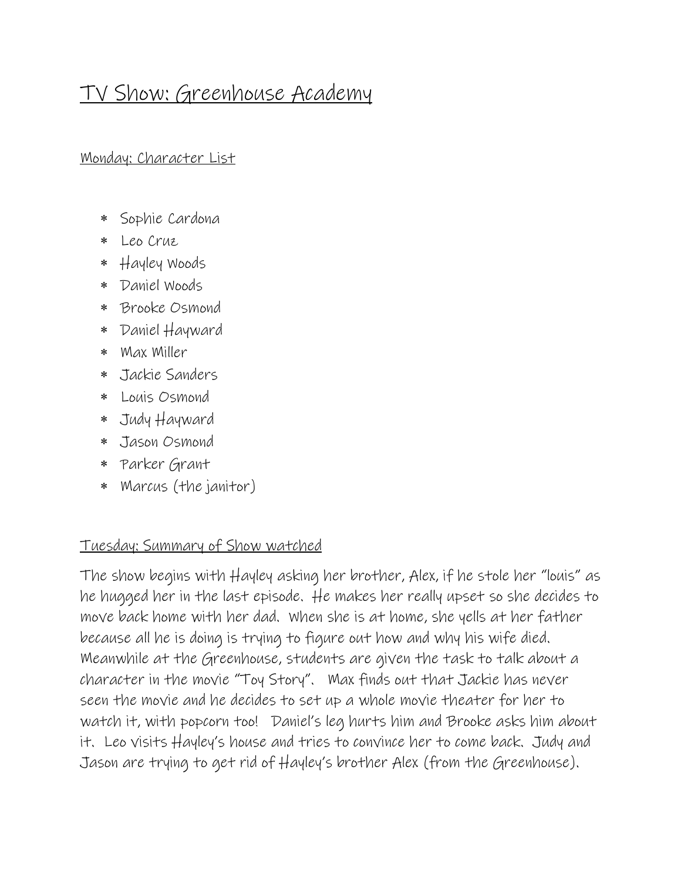# TV Show: Greenhouse Academy

## Monday: Character List

* Sophie Cardona
* Leo Cruz
* Hayley Woods
* Daniel Woods
* Brooke Osmond
* Daniel Hayward
* Max Miller
* Jackie Sanders
* Louis Osmond
* Judy Hayward
* Jason Osmond
* Parker Grant
* Marcus (the janitor)

## Tuesday: Summary of Show watched

The show begins with Hayley asking her brother, Alex, if he stole her "louis" as he hugged her in the last episode. He makes her really upset so she decides to move back home with her dad. When she is at home, she yells at her father because all he is doing is trying to figure out how and why his wife died. Meanwhile at the Greenhouse, students are given the task to talk about a character in the movie "Toy Story". Max finds out that Jackie has never seen the movie and he decides to set up a whole movie theater for her to watch it, with popcorn too! Daniel's leg hurts him and Brooke asks him about it. Leo visits Hayley's house and tries to convince her to come back. Judy and Jason are trying to get rid of Hayley's brother Alex (from the Greenhouse).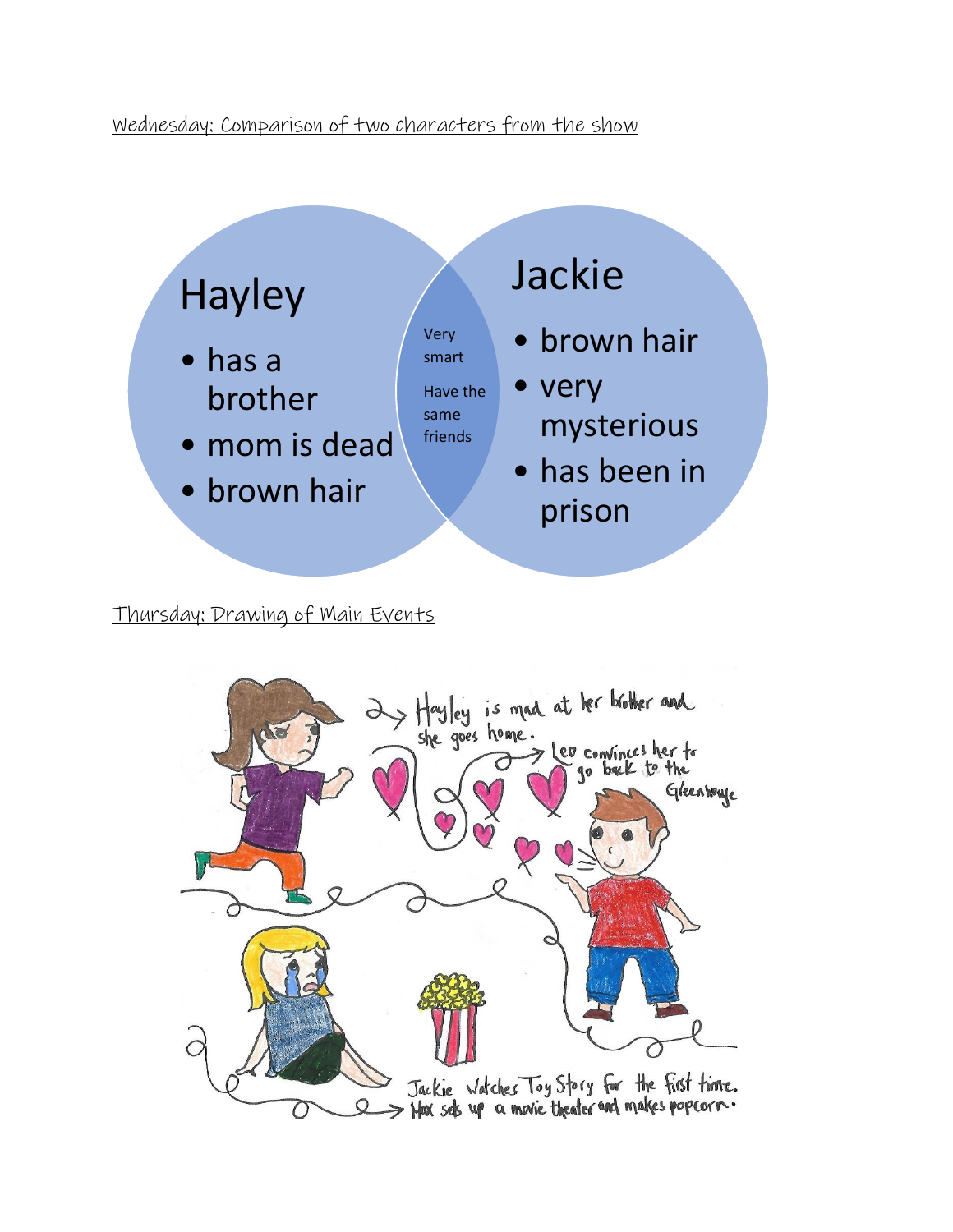Wednesday: Comparison of two characters from the show

**Hayley**

- has a brother
- mom is dead
- brown hair

**Both**

- Very smart
- Have the same friends

**Jackie**

- brown hair
- very mysterious
- has been in prison

Thursday: Drawing of Main Events

Hayley is mad at her brother and she goes home.

Leo convinces her to go back to the Greenhouse

Jackie Watches Toy Story for the first time. Max sets up a movie theater and makes popcorn.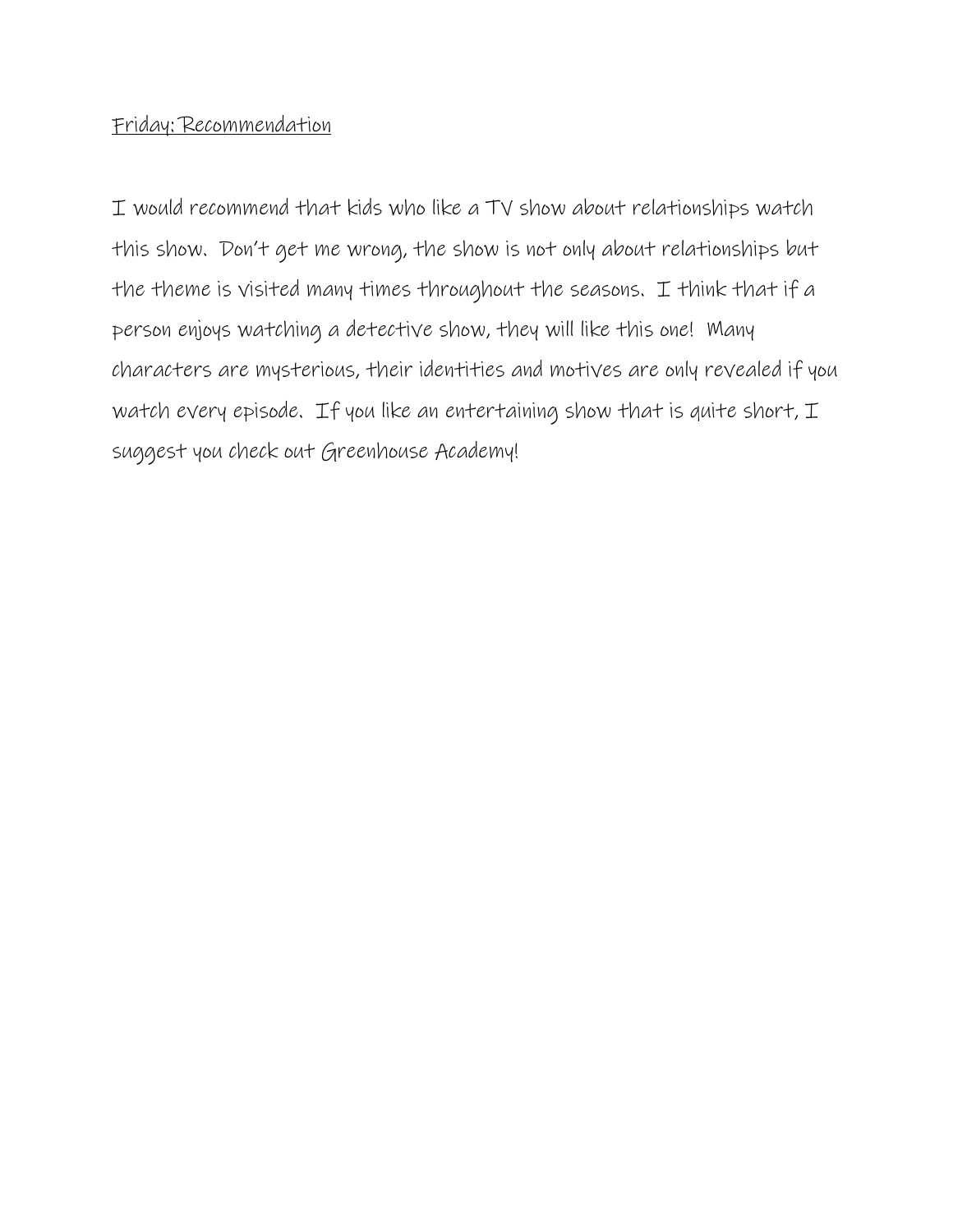Friday: Recommendation

I would recommend that kids who like a TV show about relationships watch this show.  Don't get me wrong, the show is not only about relationships but the theme is visited many times throughout the seasons.  I think that if a person enjoys watching a detective show, they will like this one!  Many characters are mysterious, their identities and motives are only revealed if you watch every episode.  If you like an entertaining show that is quite short, I suggest you check out Greenhouse Academy!